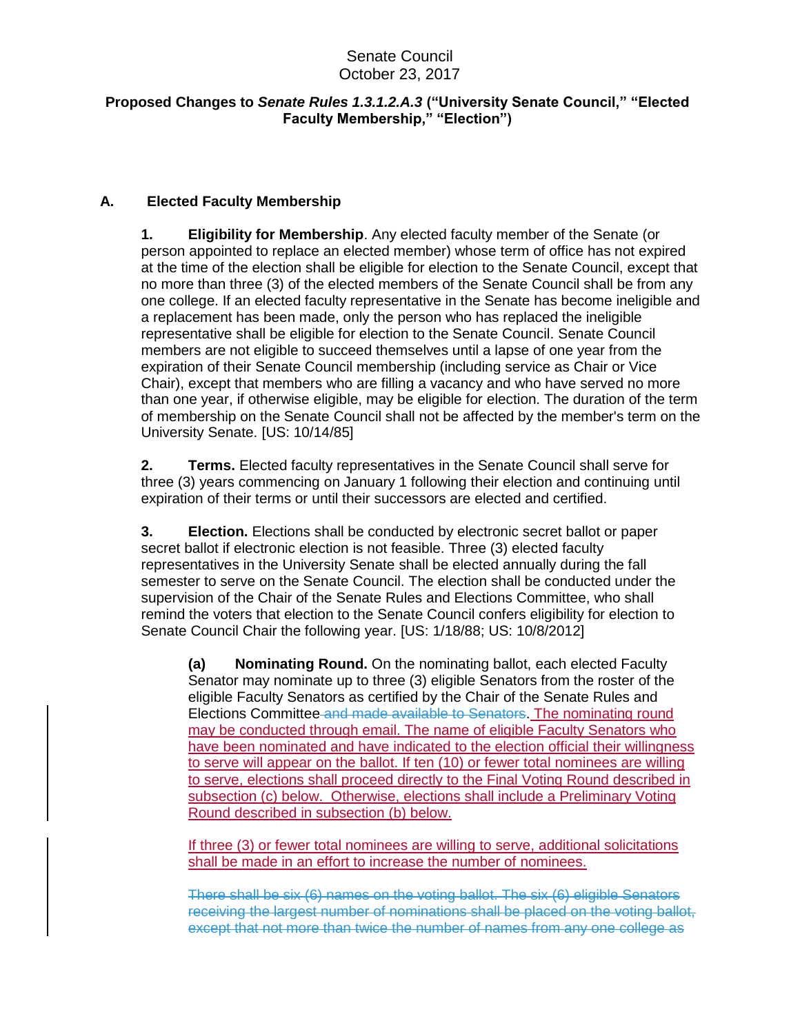Senate Council
October 23, 2017

**Proposed Changes to *Senate Rules 1.3.1.2.A.3* ("University Senate Council," "Elected Faculty Membership," "Election")**

## A. Elected Faculty Membership

**1. Eligibility for Membership**. Any elected faculty member of the Senate (or person appointed to replace an elected member) whose term of office has not expired at the time of the election shall be eligible for election to the Senate Council, except that no more than three (3) of the elected members of the Senate Council shall be from any one college. If an elected faculty representative in the Senate has become ineligible and a replacement has been made, only the person who has replaced the ineligible representative shall be eligible for election to the Senate Council. Senate Council members are not eligible to succeed themselves until a lapse of one year from the expiration of their Senate Council membership (including service as Chair or Vice Chair), except that members who are filling a vacancy and who have served no more than one year, if otherwise eligible, may be eligible for election. The duration of the term of membership on the Senate Council shall not be affected by the member's term on the University Senate. [US: 10/14/85]

**2. Terms.** Elected faculty representatives in the Senate Council shall serve for three (3) years commencing on January 1 following their election and continuing until expiration of their terms or until their successors are elected and certified.

**3. Election.** Elections shall be conducted by electronic secret ballot or paper secret ballot if electronic election is not feasible. Three (3) elected faculty representatives in the University Senate shall be elected annually during the fall semester to serve on the Senate Council. The election shall be conducted under the supervision of the Chair of the Senate Rules and Elections Committee, who shall remind the voters that election to the Senate Council confers eligibility for election to Senate Council Chair the following year. [US: 1/18/88; US: 10/8/2012]

**(a) Nominating Round.** On the nominating ballot, each elected Faculty Senator may nominate up to three (3) eligible Senators from the roster of the eligible Faculty Senators as certified by the Chair of the Senate Rules and Elections Committee ~~and made available to Senators~~. The nominating round may be conducted through email. The name of eligible Faculty Senators who have been nominated and have indicated to the election official their willingness to serve will appear on the ballot. If ten (10) or fewer total nominees are willing to serve, elections shall proceed directly to the Final Voting Round described in subsection (c) below. Otherwise, elections shall include a Preliminary Voting Round described in subsection (b) below.

If three (3) or fewer total nominees are willing to serve, additional solicitations shall be made in an effort to increase the number of nominees.

~~There shall be six (6) names on the voting ballot. The six (6) eligible Senators receiving the largest number of nominations shall be placed on the voting ballot, except that not more than twice the number of names from any one college as~~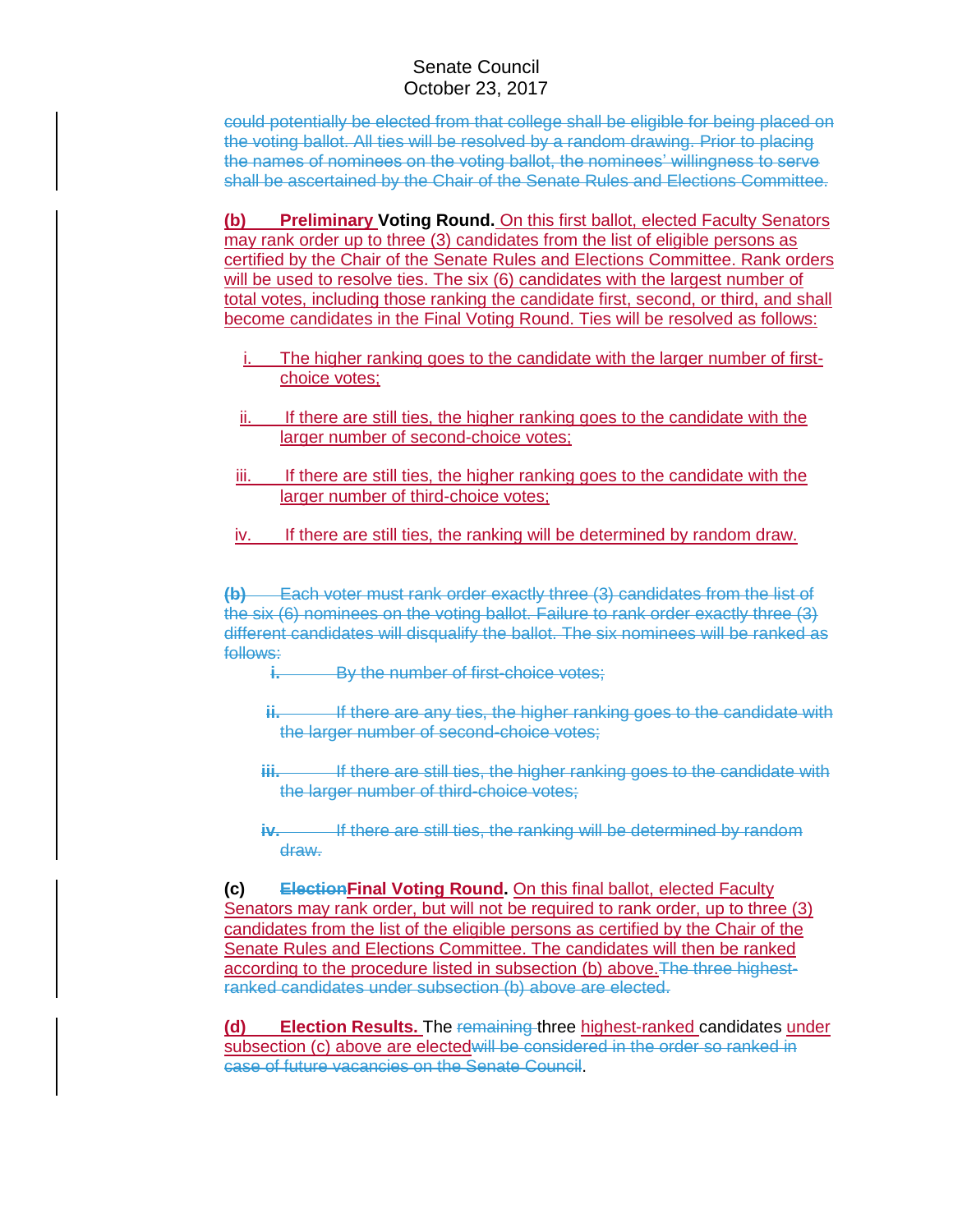~~could potentially be elected from that college shall be eligible for being placed on the voting ballot. All ties will be resolved by a random drawing. Prior to placing the names of nominees on the voting ballot, the nominees' willingness to serve shall be ascertained by the Chair of the Senate Rules and Elections Committee.~~

<ins>**(b)**</ins> **<ins>Preliminary</ins> Voting Round.** <ins>On this first ballot, elected Faculty Senators may rank order up to three (3) candidates from the list of eligible persons as certified by the Chair of the Senate Rules and Elections Committee. Rank orders will be used to resolve ties. The six (6) candidates with the largest number of total votes, including those ranking the candidate first, second, or third, and shall become candidates in the Final Voting Round. Ties will be resolved as follows:</ins>

i. <ins>The higher ranking goes to the candidate with the larger number of first-choice votes;</ins>

ii. <ins>If there are still ties, the higher ranking goes to the candidate with the larger number of second-choice votes;</ins>

iii. <ins>If there are still ties, the higher ranking goes to the candidate with the larger number of third-choice votes;</ins>

iv. <ins>If there are still ties, the ranking will be determined by random draw.</ins>

~~**(b)** Each voter must rank order exactly three (3) candidates from the list of the six (6) nominees on the voting ballot. Failure to rank order exactly three (3) different candidates will disqualify the ballot. The six nominees will be ranked as follows:~~

~~**i.** By the number of first-choice votes;~~

~~**ii.** If there are any ties, the higher ranking goes to the candidate with the larger number of second-choice votes;~~

~~**iii.** If there are still ties, the higher ranking goes to the candidate with the larger number of third-choice votes;~~

~~**iv.** If there are still ties, the ranking will be determined by random draw.~~

**(c)** ~~**Election**~~**<ins>Final Voting Round</ins>.** <ins>On this final ballot, elected Faculty Senators may rank order, but will not be required to rank order, up to three (3) candidates from the list of the eligible persons as certified by the Chair of the Senate Rules and Elections Committee. The candidates will then be ranked according to the procedure listed in subsection (b) above.</ins>~~The three highest-ranked candidates under subsection (b) above are elected.~~

<ins>**(d)**</ins> **<ins>Election Results.</ins>** The ~~remaining~~ three <ins>highest-ranked</ins> candidates <ins>under subsection (c) above are elected</ins>~~will be considered in the order so ranked in case of future vacancies on the Senate Council~~.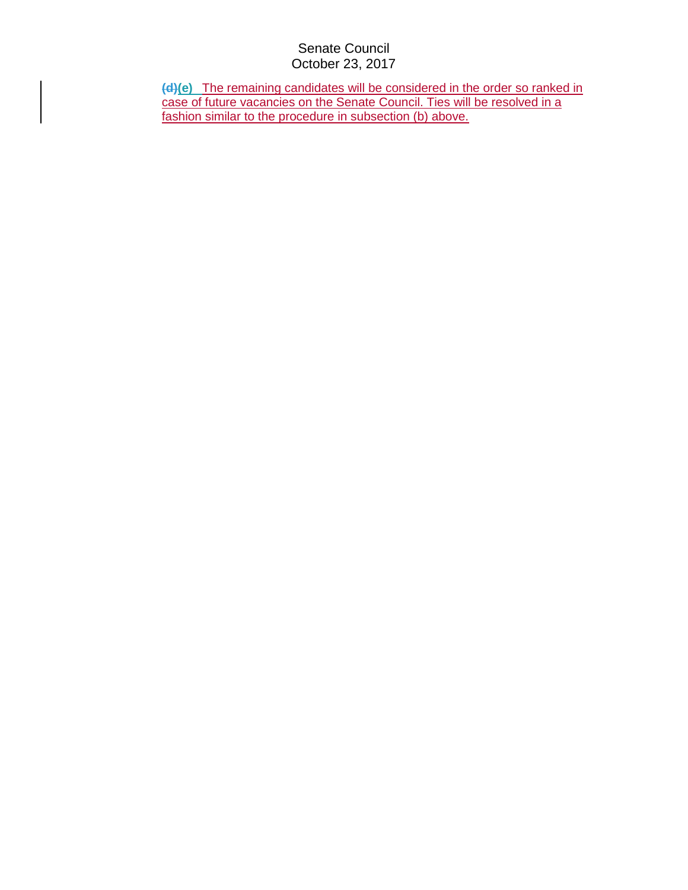~~(d)~~(e) The remaining candidates will be considered in the order so ranked in case of future vacancies on the Senate Council. Ties will be resolved in a fashion similar to the procedure in subsection (b) above.